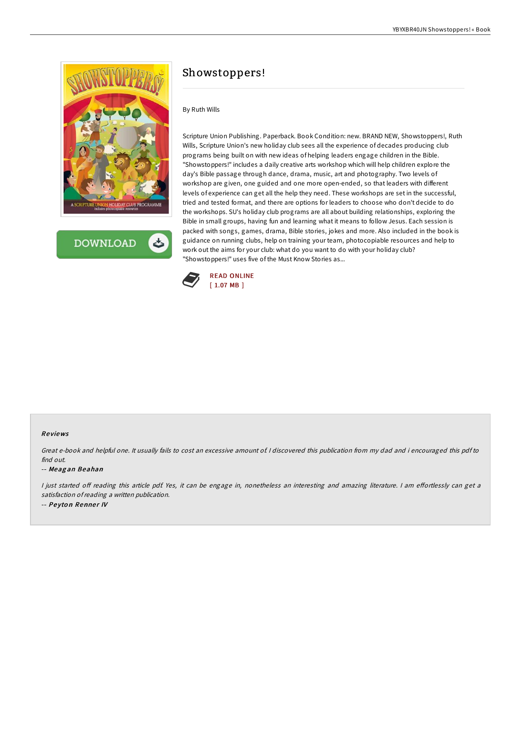# Showstoppers!

By Ruth Wills

Scripture Union Publishing. Paperback. Book Condition: new. BRAND NEW, Showstoppers!, Ruth Wills, Scripture Union's new holiday club sees all the experience of decades producing club programs being built on with new ideas of helping leaders engage children in the Bible. "Showstoppers!" includes a daily creative arts workshop which will help children explore the day's Bible passage through dance, drama, music, art and photography. Two levels of workshop are given, one guided and one more open-ended, so that leaders with different levels of experience can get all the help they need. These workshops are set in the successful, tried and tested format, and there are options for leaders to choose who don't decide to do the workshops. SU's holiday club programs are all about building relationships, exploring the Bible in small groups, having fun and learning what it means to follow Jesus. Each session is packed with songs, games, drama, Bible stories, jokes and more. Also included in the book is guidance on running clubs, help on training your team, photocopiable resources and help to work out the aims for your club: what do you want to do with your holiday club? "Showstoppers!" uses five of the Must Know Stories as...

READ ONLINE
[ 1.07 MB ]

### Reviews

*Great e-book and helpful one. It usually fails to cost an excessive amount of. I discovered this publication from my dad and i encouraged this pdf to find out.*

-- ***Meagan Beahan***

*I just started off reading this article pdf. Yes, it can be engage in, nonetheless an interesting and amazing literature. I am effortlessly can get a satisfaction of reading a written publication.*

-- ***Peyton Renner IV***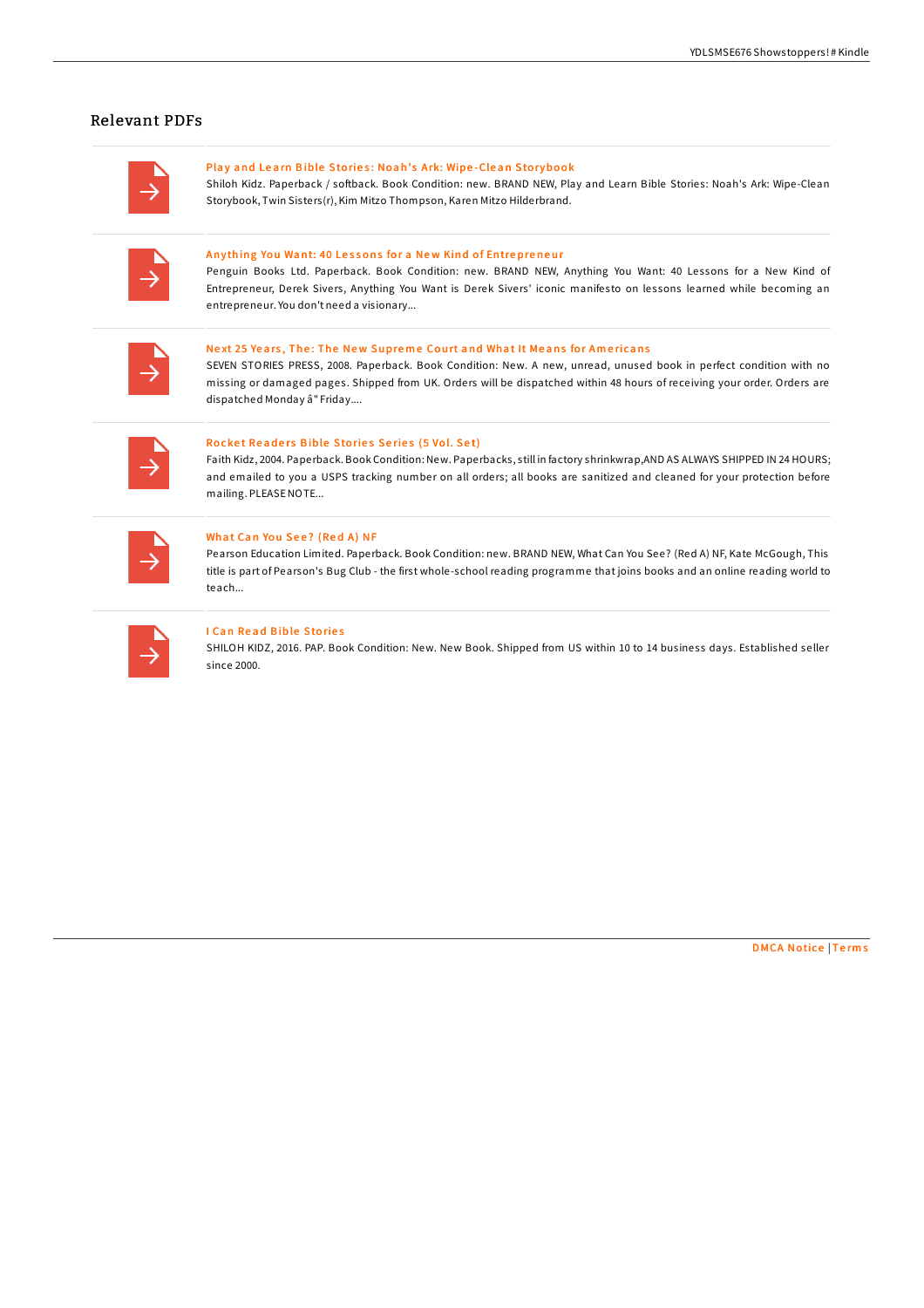## Relevant PDFs

### Play and Learn Bible Stories: Noah's Ark: Wipe-Clean Storybook

Shiloh Kidz. Paperback / softback. Book Condition: new. BRAND NEW, Play and Learn Bible Stories: Noah's Ark: Wipe-Clean Storybook, Twin Sisters(r), Kim Mitzo Thompson, Karen Mitzo Hilderbrand.

### Anything You Want: 40 Lessons for a New Kind of Entrepreneur

Penguin Books Ltd. Paperback. Book Condition: new. BRAND NEW, Anything You Want: 40 Lessons for a New Kind of Entrepreneur, Derek Sivers, Anything You Want is Derek Sivers' iconic manifesto on lessons learned while becoming an entrepreneur. You don't need a visionary...

### Next 25 Years, The: The New Supreme Court and What It Means for Americans

SEVEN STORIES PRESS, 2008. Paperback. Book Condition: New. A new, unread, unused book in perfect condition with no missing or damaged pages. Shipped from UK. Orders will be dispatched within 48 hours of receiving your order. Orders are dispatched Monday â" Friday....

### Rocket Readers Bible Stories Series (5 Vol. Set)

Faith Kidz, 2004. Paperback. Book Condition: New. Paperbacks, still in factory shrinkwrap,AND AS ALWAYS SHIPPED IN 24 HOURS; and emailed to you a USPS tracking number on all orders; all books are sanitized and cleaned for your protection before mailing. PLEASE NOTE...

### What Can You See? (Red A) NF

Pearson Education Limited. Paperback. Book Condition: new. BRAND NEW, What Can You See? (Red A) NF, Kate McGough, This title is part of Pearson's Bug Club - the first whole-school reading programme that joins books and an online reading world to teach...

### I Can Read Bible Stories

SHILOH KIDZ, 2016. PAP. Book Condition: New. New Book. Shipped from US within 10 to 14 business days. Established seller since 2000.